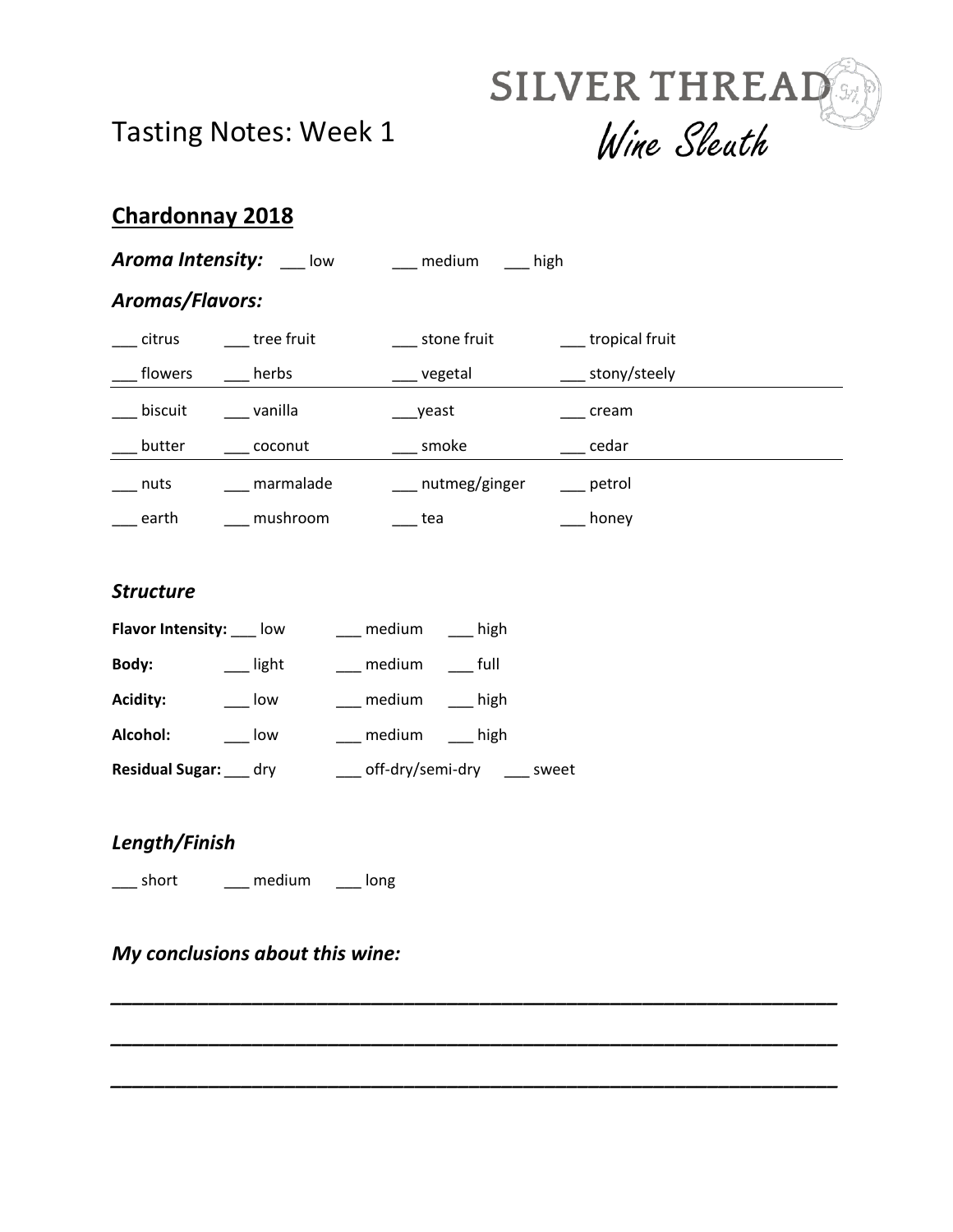# Tasting Notes: Week 1

SILVER THREAD

*Wine Sleuth*

## Chardonnay 2018

***Aroma Intensity:*** ___ low ___ medium ___ high

### *Aromas/Flavors:*

| | | | |
|---|---|---|---|
| ___ citrus | ___ tree fruit | ___ stone fruit | ___ tropical fruit |
| ___ flowers | ___ herbs | ___ vegetal | ___ stony/steely |
| ___ biscuit | ___ vanilla | ___yeast | ___ cream |
| ___ butter | ___ coconut | ___ smoke | ___ cedar |
| ___ nuts | ___ marmalade | ___ nutmeg/ginger | ___ petrol |
| ___ earth | ___ mushroom | ___ tea | ___ honey |

### *Structure*

| | | | |
|---|---|---|---|
| **Flavor Intensity:** | ___ low | ___ medium | ___ high |
| **Body:** | ___ light | ___ medium | ___ full |
| **Acidity:** | ___ low | ___ medium | ___ high |
| **Alcohol:** | ___ low | ___ medium | ___ high |
| **Residual Sugar:** | ___ dry | ___ off-dry/semi-dry | ___ sweet |

### *Length/Finish*

___ short ___ medium ___ long

### *My conclusions about this wine:*

______________________________________________________________________

______________________________________________________________________

______________________________________________________________________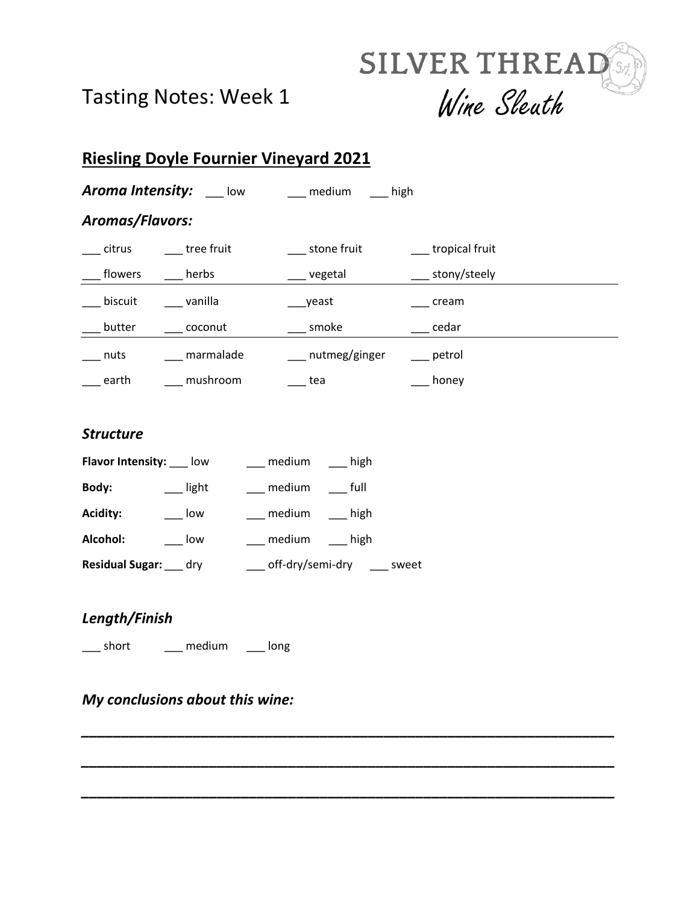# Tasting Notes: Week 1

SILVER THREAD

*Wine Sleuth*

## Riesling Doyle Fournier Vineyard 2021

***Aroma Intensity:*** ___ low ___ medium ___ high

***Aromas/Flavors:***

| | | | |
|---|---|---|---|
| ___ citrus | ___ tree fruit | ___ stone fruit | ___ tropical fruit |
| ___ flowers | ___ herbs | ___ vegetal | ___ stony/steely |
| ___ biscuit | ___ vanilla | ___yeast | ___ cream |
| ___ butter | ___ coconut | ___ smoke | ___ cedar |
| ___ nuts | ___ marmalade | ___ nutmeg/ginger | ___ petrol |
| ___ earth | ___ mushroom | ___ tea | ___ honey |

***Structure***

**Flavor Intensity:** ___ low ___ medium ___ high

**Body:** ___ light ___ medium ___ full

**Acidity:** ___ low ___ medium ___ high

**Alcohol:** ___ low ___ medium ___ high

**Residual Sugar:** ___ dry ___ off-dry/semi-dry ___ sweet

***Length/Finish***

___ short ___ medium ___ long

***My conclusions about this wine:***

___________________________________________________________________

___________________________________________________________________

___________________________________________________________________